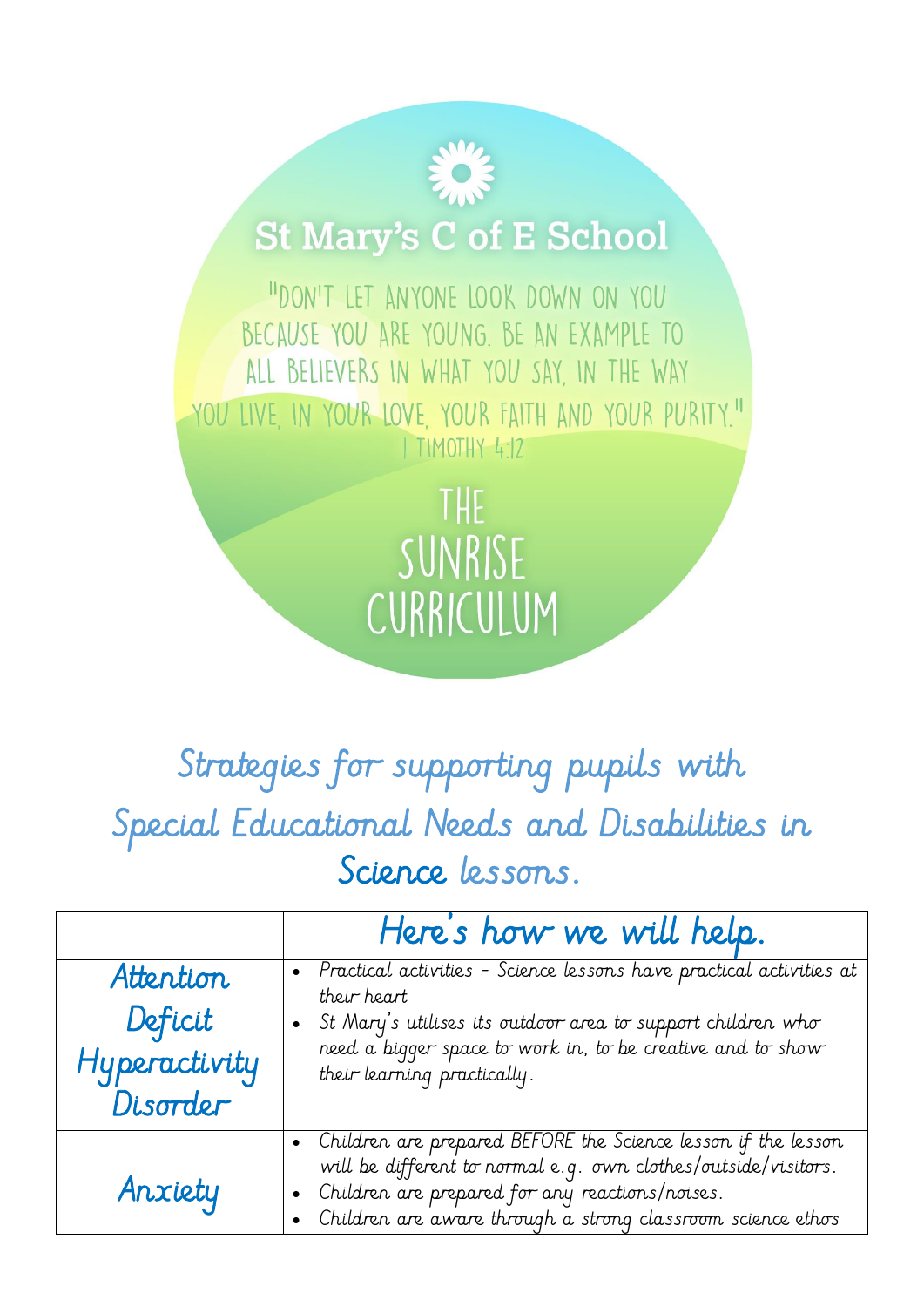# St Mary's C of E School

"Don't let anyone look down on you because you are young. Be an example to all believers in what you say, in the way you live, in your love, your faith and your purity."
1 Timothy 4:12

## The Sunrise Curriculum

## Strategies for supporting pupils with Special Educational Needs and Disabilities in Science lessons.

| | Here's how we will help. |
|---|---|
| Attention Deficit Hyperactivity Disorder | • Practical activities - Science lessons have practical activities at their heart<br>• St Mary's utilises its outdoor area to support children who need a bigger space to work in, to be creative and to show their learning practically. |
| Anxiety | • Children are prepared BEFORE the Science lesson if the lesson will be different to normal e.g. own clothes/outside/visitors.<br>• Children are prepared for any reactions/noises.<br>• Children are aware through a strong classroom science ethos |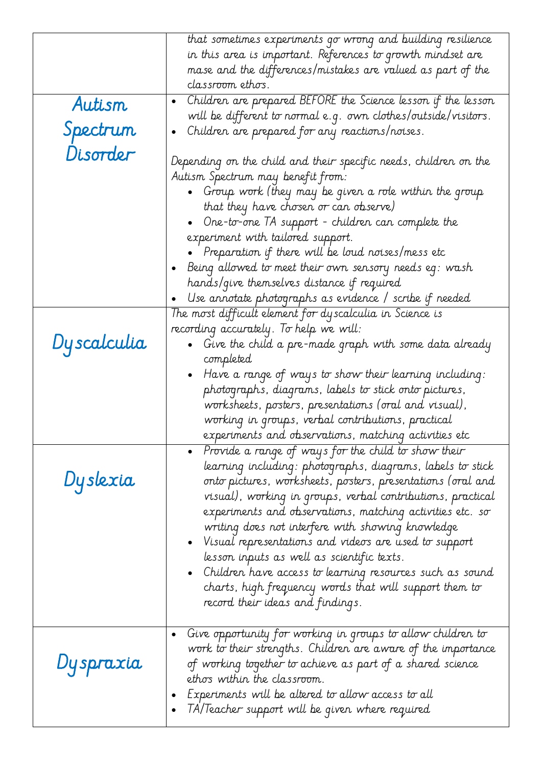| | |
|---|---|
| | that sometimes experiments go wrong and building resilience in this area is important. References to growth mindset are mase and the differences/mistakes are valued as part of the classroom ethos. |
| Autism Spectrum Disorder | • Children are prepared BEFORE the Science lesson if the lesson will be different to normal e.g. own clothes/outside/visitors.<br>• Children are prepared for any reactions/noises.<br><br>Depending on the child and their specific needs, children on the Autism Spectrum may benefit from:<br>• Group work (they may be given a role within the group that they have chosen or can observe)<br>• One-to-one TA support - children can complete the experiment with tailored support.<br>• Preparation if there will be loud noises/mess etc<br>• Being allowed to meet their own sensory needs eg: wash hands/give themselves distance if required<br>• Use annotate photographs as evidence / scribe if needed |
| Dyscalculia | The most difficult element for dyscalculia in Science is recording accurately. To help we will:<br>• Give the child a pre-made graph with some data already completed<br>• Have a range of ways to show their learning including: photographs, diagrams, labels to stick onto pictures, worksheets, posters, presentations (oral and visual), working in groups, verbal contributions, practical experiments and observations, matching activities etc |
| Dyslexia | • Provide a range of ways for the child to show their learning including: photographs, diagrams, labels to stick onto pictures, worksheets, posters, presentations (oral and visual), working in groups, verbal contributions, practical experiments and observations, matching activities etc. so writing does not interfere with showing knowledge<br>• Visual representations and videos are used to support lesson inputs as well as scientific texts.<br>• Children have access to learning resources such as sound charts, high frequency words that will support them to record their ideas and findings. |
| Dyspraxia | • Give opportunity for working in groups to allow children to work to their strengths. Children are aware of the importance of working together to achieve as part of a shared science ethos within the classroom.<br>• Experiments will be altered to allow access to all<br>• TA/Teacher support will be given where required |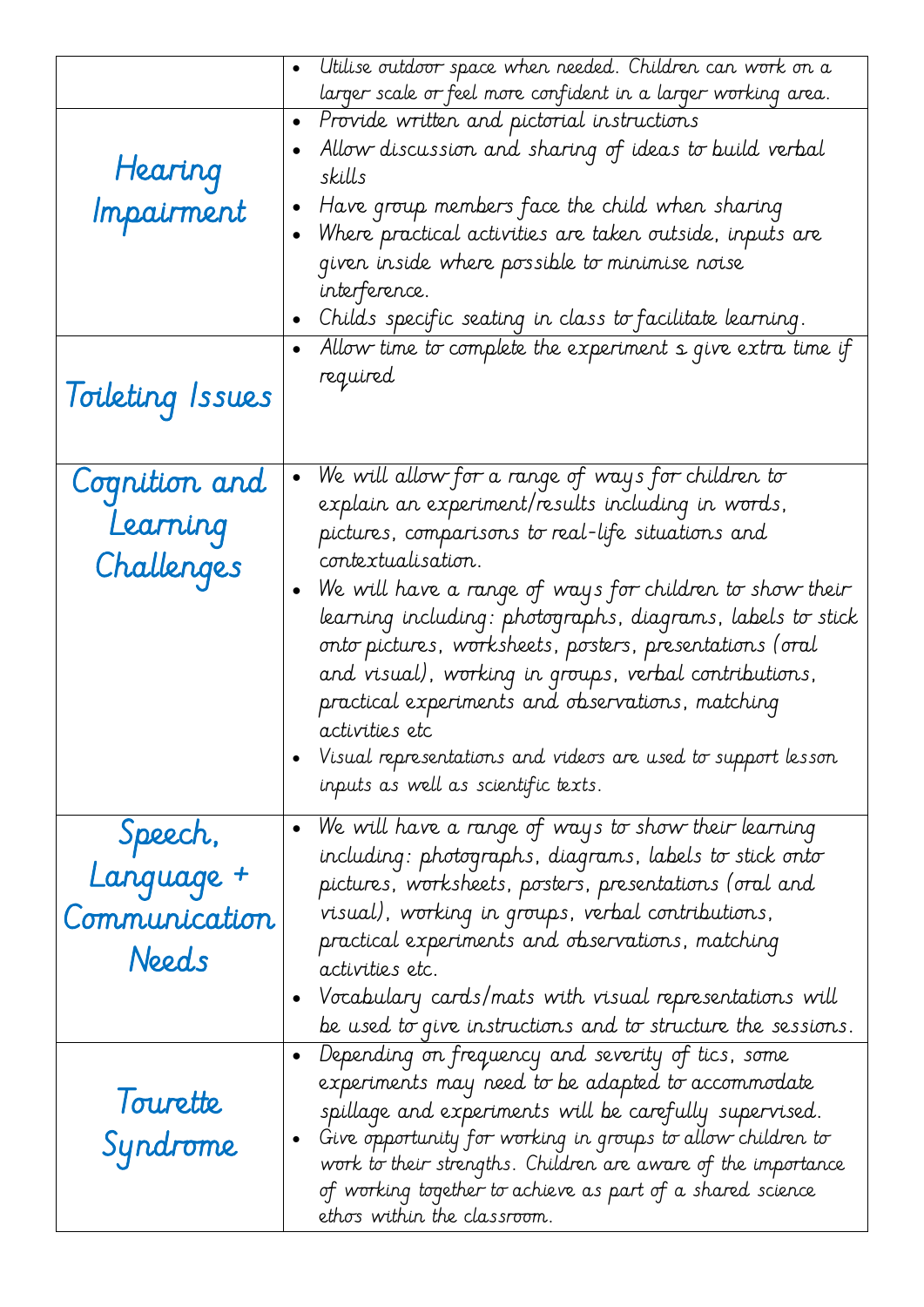| | |
|---|---|
| | • Utilise outdoor space when needed. Children can work on a larger scale or feel more confident in a larger working area. |
| Hearing Impairment | • Provide written and pictorial instructions<br>• Allow discussion and sharing of ideas to build verbal skills<br>• Have group members face the child when sharing<br>• Where practical activities are taken outside, inputs are given inside where possible to minimise noise interference.<br>• Childs specific seating in class to facilitate learning. |
| Toileting Issues | • Allow time to complete the experiment s give extra time if required |
| Cognition and Learning Challenges | • We will allow for a range of ways for children to explain an experiment/results including in words, pictures, comparisons to real-life situations and contextualisation.<br>• We will have a range of ways for children to show their learning including: photographs, diagrams, labels to stick onto pictures, worksheets, posters, presentations (oral and visual), working in groups, verbal contributions, practical experiments and observations, matching activities etc<br>• Visual representations and videos are used to support lesson inputs as well as scientific texts. |
| Speech, Language + Communication Needs | • We will have a range of ways to show their learning including: photographs, diagrams, labels to stick onto pictures, worksheets, posters, presentations (oral and visual), working in groups, verbal contributions, practical experiments and observations, matching activities etc.<br>• Vocabulary cards/mats with visual representations will be used to give instructions and to structure the sessions. |
| Tourette Syndrome | • Depending on frequency and severity of tics, some experiments may need to be adapted to accommodate spillage and experiments will be carefully supervised.<br>• Give opportunity for working in groups to allow children to work to their strengths. Children are aware of the importance of working together to achieve as part of a shared science ethos within the classroom. |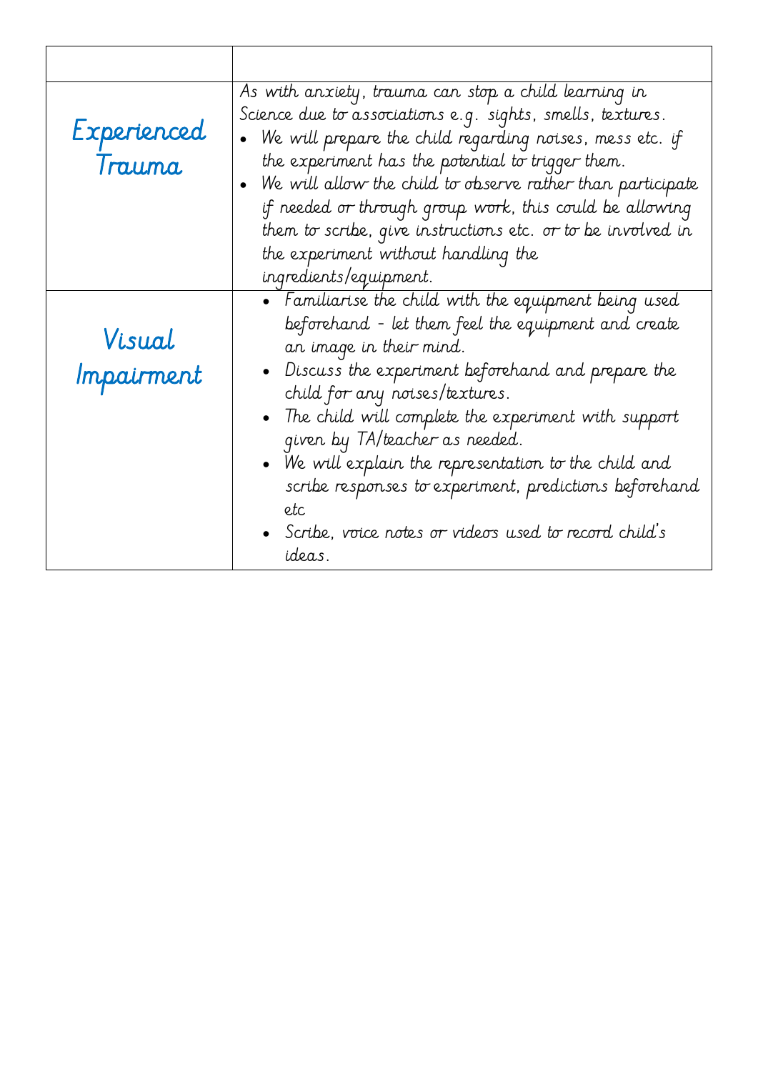| | |
|---|---|
| Experienced Trauma | As with anxiety, trauma can stop a child learning in Science due to associations e.g. sights, smells, textures.<br>• We will prepare the child regarding noises, mess etc. if the experiment has the potential to trigger them.<br>• We will allow the child to observe rather than participate if needed or through group work, this could be allowing them to scribe, give instructions etc. or to be involved in the experiment without handling the ingredients/equipment. |
| Visual Impairment | • Familiarise the child with the equipment being used beforehand - let them feel the equipment and create an image in their mind.<br>• Discuss the experiment beforehand and prepare the child for any noises/textures.<br>• The child will complete the experiment with support given by TA/teacher as needed.<br>• We will explain the representation to the child and scribe responses to experiment, predictions beforehand etc<br>• Scribe, voice notes or videos used to record child's ideas. |